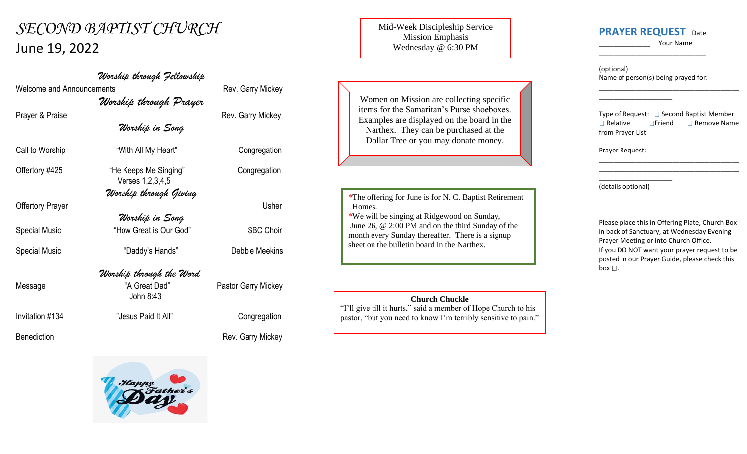# SECOND BAPTIST CHURCH

## June 19, 2022

### *Worship through Fellowship*

| | | |
|---|---|---|
| Welcome and Announcements | | Rev. Garry Mickey |

### *Worship through Prayer*

| | | |
|---|---|---|
| Prayer & Praise | | Rev. Garry Mickey |

### *Worship in Song*

| | | |
|---|---|---|
| Call to Worship | "With All My Heart" | Congregation |
| Offertory #425 | "He Keeps Me Singing" Verses 1,2,3,4,5 | Congregation |

### *Worship through Giving*

| | | |
|---|---|---|
| Offertory Prayer | | Usher |

### *Worship in Song*

| | | |
|---|---|---|
| Special Music | "How Great is Our God" | SBC Choir |
| Special Music | "Daddy's Hands" | Debbie Meekins |

### *Worship through the Word*

| | | |
|---|---|---|
| Message | "A Great Dad" John 8:43 | Pastor Garry Mickey |
| Invitation #134 | "Jesus Paid It All" | Congregation |
| Benediction | | Rev. Garry Mickey |

Happy Father's Day

---

Mid-Week Discipleship Service
Mission Emphasis
Wednesday @ 6:30 PM

---

Women on Mission are collecting specific items for the Samaritan's Purse shoeboxes. Examples are displayed on the board in the Narthex. They can be purchased at the Dollar Tree or you may donate money.

---

*The offering for June is for N. C. Baptist Retirement Homes.

*We will be singing at Ridgewood on Sunday, June 26, @ 2:00 PM and on the third Sunday of the month every Sunday thereafter. There is a signup sheet on the bulletin board in the Narthex.

---

**Church Chuckle**

"I'll give till it hurts," said a member of Hope Church to his pastor, "but you need to know I'm terribly sensitive to pain."

---

## PRAYER REQUEST

Date _____________ Your Name ____________________________

(optional)
Name of person(s) being prayed for: ______________________________________________

Type of Request: ☐ Second Baptist Member ☐ Relative ☐Friend ☐ Remove Name from Prayer List

Prayer Request: ______________________________________________

(details optional)

Please place this in Offering Plate, Church Box in back of Sanctuary, at Wednesday Evening Prayer Meeting or into Church Office.
If you DO NOT want your prayer request to be posted in our Prayer Guide, please check this box ☐.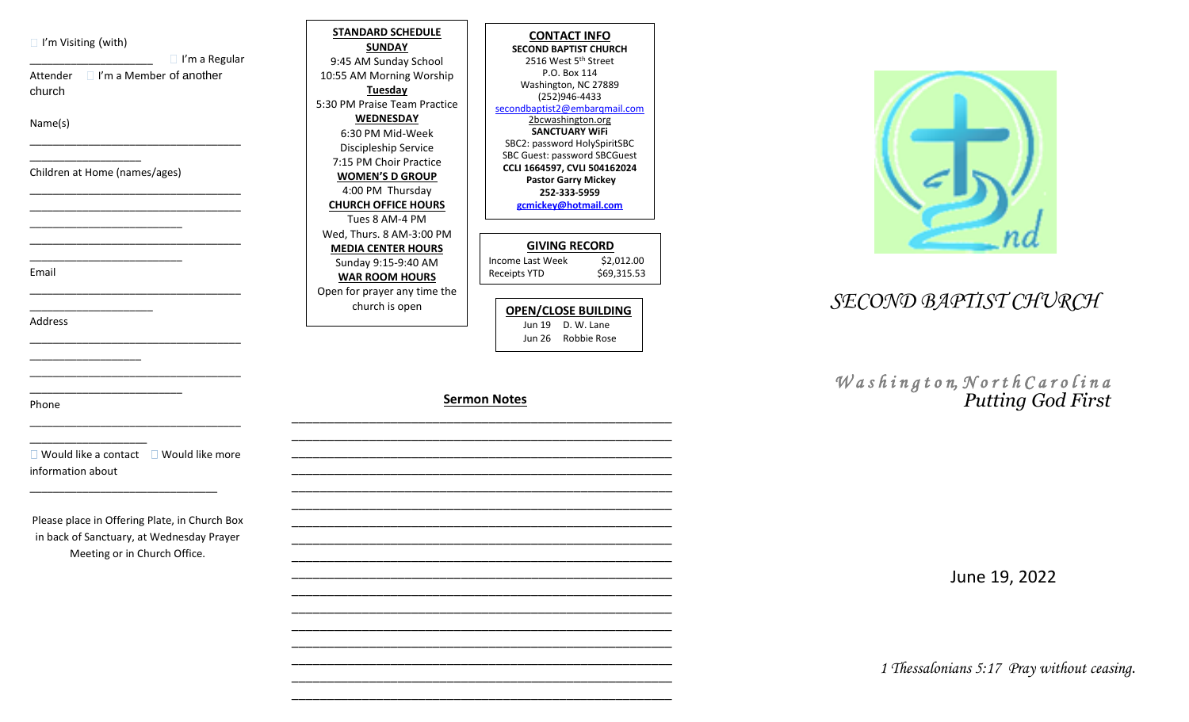☐ I'm Visiting (with)

____________________ ☐ I'm a Regular Attender ☐ I'm a Member of another church

Name(s)

____________________________________

____________________

Children at Home (names/ages)

____________________________________

____________________________________

__________________________

____________________________________

__________________________

Email

____________________________________

____________________

Address

____________________________________

__________________

____________________________________

__________________________

Phone

____________________________________

____________________

☐ Would like a contact ☐ Would like more information about

________________________________

Please place in Offering Plate, in Church Box in back of Sanctuary, at Wednesday Prayer Meeting or in Church Office.

**STANDARD SCHEDULE**

**SUNDAY**

9:45 AM Sunday School
10:55 AM Morning Worship

**Tuesday**

5:30 PM Praise Team Practice

**WEDNESDAY**

6:30 PM Mid-Week Discipleship Service
7:15 PM Choir Practice

**WOMEN'S D GROUP**

4:00 PM Thursday

**CHURCH OFFICE HOURS**

Tues 8 AM-4 PM
Wed, Thurs. 8 AM-3:00 PM

**MEDIA CENTER HOURS**

Sunday 9:15-9:40 AM

**WAR ROOM HOURS**

Open for prayer any time the church is open

**CONTACT INFO**

**SECOND BAPTIST CHURCH**
2516 West 5th Street
P.O. Box 114
Washington, NC 27889
(252)946-4433
secondbaptist2@embarqmail.com
2bcwashington.org
**SANCTUARY WiFi**
SBC2: password HolySpiritSBC
SBC Guest: password SBCGuest
**CCLI 1664597, CVLI 504162024**
**Pastor Garry Mickey**
**252-333-5959**
**gcmickey@hotmail.com**

**GIVING RECORD**

| | |
|---|---|
| Income Last Week | $2,012.00 |
| Receipts YTD | $69,315.53 |

**OPEN/CLOSE BUILDING**

| | |
|---|---|
| Jun 19 | D. W. Lane |
| Jun 26 | Robbie Rose |

**Sermon Notes**

____________________________________________________________

____________________________________________________________

____________________________________________________________

____________________________________________________________

____________________________________________________________

____________________________________________________________

____________________________________________________________

____________________________________________________________

____________________________________________________________

____________________________________________________________

____________________________________________________________

____________________________________________________________

____________________________________________________________

____________________________________________________________

____________________________________________________________

____________________________________________________________

____________________________________________________________

*SECOND BAPTIST CHURCH*

*Washington, North Carolina*

*Putting God First*

June 19, 2022

*1 Thessalonians 5:17 Pray without ceasing.*